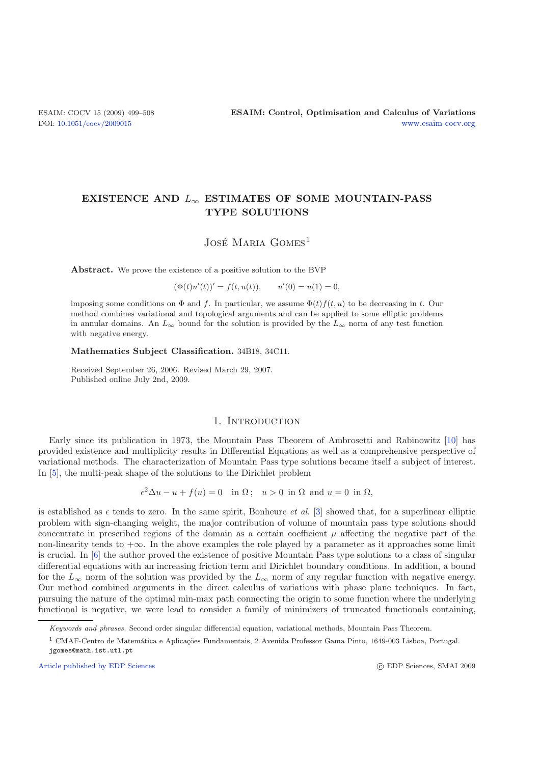# EXISTENCE AND $L_\infty$ ESTIMATES OF SOME MOUNTAIN-PASS TYPE SOLUTIONS

José Maria Gomes[1]

**Abstract.** We prove the existence of a positive solution to the BVP

$$(\Phi(t)u'(t))' = f(t, u(t)), \qquad u'(0) = u(1) = 0,$$

imposing some conditions on $\Phi$ and $f$. In particular, we assume $\Phi(t)f(t, u)$ to be decreasing in $t$. Our method combines variational and topological arguments and can be applied to some elliptic problems in annular domains. An $L_\infty$ bound for the solution is provided by the $L_\infty$ norm of any test function with negative energy.

**Mathematics Subject Classification.** 34B18, 34C11.

Received September 26, 2006. Revised March 29, 2007.
Published online July 2nd, 2009.

## 1. Introduction

Early since its publication in 1973, the Mountain Pass Theorem of Ambrosetti and Rabinowitz [10] has provided existence and multiplicity results in Differential Equations as well as a comprehensive perspective of variational methods. The characterization of Mountain Pass type solutions became itself a subject of interest. In [5], the multi-peak shape of the solutions to the Dirichlet problem

$$\epsilon^2 \Delta u - u + f(u) = 0 \quad \text{in } \Omega\,; \quad u > 0 \text{ in } \Omega \text{ and } u = 0 \text{ in } \Omega,$$

is established as $\epsilon$ tends to zero. In the same spirit, Bonheure *et al.* [3] showed that, for a superlinear elliptic problem with sign-changing weight, the major contribution of volume of mountain pass type solutions should concentrate in prescribed regions of the domain as a certain coefficient $\mu$ affecting the negative part of the non-linearity tends to $+\infty$. In the above examples the role played by a parameter as it approaches some limit is crucial. In [6] the author proved the existence of positive Mountain Pass type solutions to a class of singular differential equations with an increasing friction term and Dirichlet boundary conditions. In addition, a bound for the $L_\infty$ norm of the solution was provided by the $L_\infty$ norm of any regular function with negative energy. Our method combined arguments in the direct calculus of variations with phase plane techniques. In fact, pursuing the nature of the optimal min-max path connecting the origin to some function where the underlying functional is negative, we were lead to consider a family of minimizers of truncated functionals containing,

*Keywords and phrases.* Second order singular differential equation, variational methods, Mountain Pass Theorem.

[1] CMAF-Centro de Matemática e Aplicações Fundamentais, 2 Avenida Professor Gama Pinto, 1649-003 Lisboa, Portugal. jgomes@math.ist.utl.pt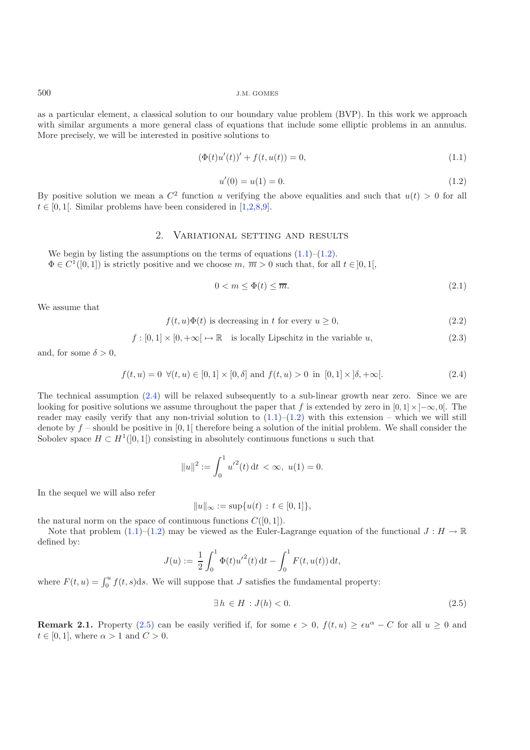as a particular element, a classical solution to our boundary value problem (BVP). In this work we approach with similar arguments a more general class of equations that include some elliptic problems in an annulus. More precisely, we will be interested in positive solutions to

$$(\Phi(t)u'(t))' + f(t, u(t)) = 0, \tag{1.1}$$

$$u'(0) = u(1) = 0. \tag{1.2}$$

By positive solution we mean a $C^2$ function $u$ verifying the above equalities and such that $u(t) > 0$ for all $t \in [0, 1[$. Similar problems have been considered in [1,2,8,9].

## 2. Variational setting and results

We begin by listing the assumptions on the terms of equations (1.1)–(1.2).

$\Phi \in C^1([0, 1])$ is strictly positive and we choose $m$, $\overline{m} > 0$ such that, for all $t \in ]0, 1[$,

$$0 < m \leq \Phi(t) \leq \overline{m}. \tag{2.1}$$

We assume that

$$f(t, u)\Phi(t) \text{ is decreasing in } t \text{ for every } u \geq 0, \tag{2.2}$$

$$f : [0, 1] \times [0, +\infty[ \mapsto \mathbb{R} \quad \text{is locally Lipschitz in the variable } u, \tag{2.3}$$

and, for some $\delta > 0$,

$$f(t, u) = 0 \;\; \forall (t, u) \in [0, 1] \times [0, \delta] \text{ and } f(t, u) > 0 \text{ in } [0, 1] \times ]\delta, +\infty[. \tag{2.4}$$

The technical assumption (2.4) will be relaxed subsequently to a sub-linear growth near zero. Since we are looking for positive solutions we assume throughout the paper that $f$ is extended by zero in $[0, 1] \times ]-\infty, 0[$. The reader may easily verify that any non-trivial solution to (1.1)–(1.2) with this extension – which we will still denote by $f$ – should be positive in $[0, 1[$ therefore being a solution of the initial problem. We shall consider the Sobolev space $H \subset H^1(]0, 1[)$ consisting in absolutely continuous functions $u$ such that

$$\|u\|^2 := \int_0^1 u'^2(t)\, \mathrm{d}t \, < \infty, \;\; u(1) = 0.$$

In the sequel we will also refer

$$\|u\|_\infty := \sup\{u(t) \, : \, t \in [0, 1]\},$$

the natural norm on the space of continuous functions $C([0, 1])$.

Note that problem (1.1)–(1.2) may be viewed as the Euler-Lagrange equation of the functional $J : H \to \mathbb{R}$ defined by:

$$J(u) := \frac{1}{2} \int_0^1 \Phi(t) u'^2(t)\, \mathrm{d}t - \int_0^1 F(t, u(t))\, \mathrm{d}t,$$

where $F(t, u) = \int_0^u f(t, s)\mathrm{d}s$. We will suppose that $J$ satisfies the fundamental property:

$$\exists\, h \in H : J(h) < 0. \tag{2.5}$$

**Remark 2.1.** Property (2.5) can be easily verified if, for some $\epsilon > 0$, $f(t, u) \geq \epsilon u^\alpha - C$ for all $u \geq 0$ and $t \in [0, 1]$, where $\alpha > 1$ and $C > 0$.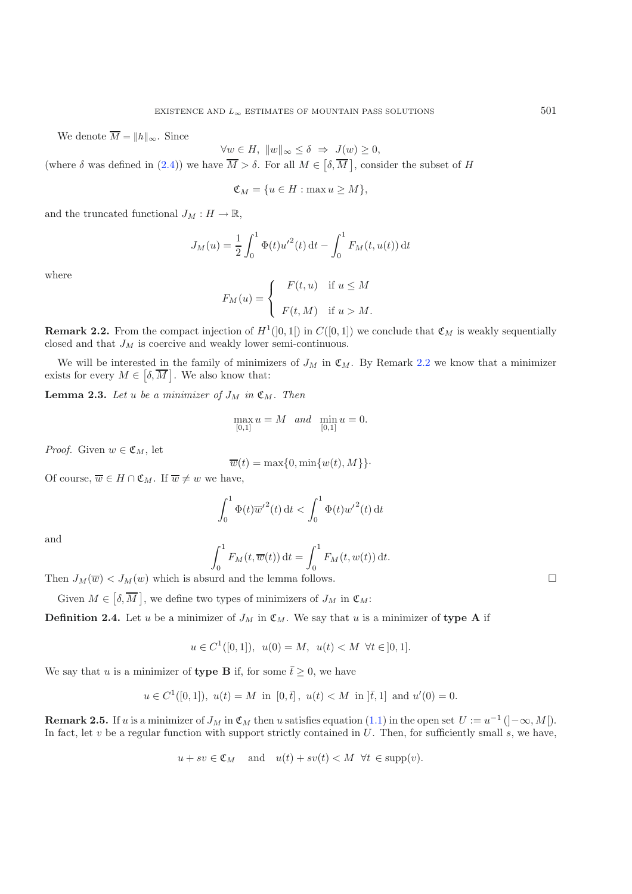We denote $\overline{M} = \|h\|_\infty$. Since

$$\forall w \in H,\ \|w\|_\infty \le \delta \ \Rightarrow\ J(w) \ge 0,$$

(where $\delta$ was defined in (2.4)) we have $\overline{M} > \delta$. For all $M \in \left[\delta, \overline{M}\right]$, consider the subset of $H$

$$\mathfrak{C}_M = \{u \in H : \max u \ge M\},$$

and the truncated functional $J_M : H \to \mathbb{R}$,

$$J_M(u) = \frac{1}{2}\int_0^1 \Phi(t){u'}^2(t)\,\mathrm{d}t - \int_0^1 F_M(t, u(t))\,\mathrm{d}t$$

where

$$F_M(u) = \begin{cases} F(t,u) & \text{if } u \le M \\ F(t,M) & \text{if } u > M. \end{cases}$$

**Remark 2.2.** From the compact injection of $H^1(]0,1[)$ in $C([0,1])$ we conclude that $\mathfrak{C}_M$ is weakly sequentially closed and that $J_M$ is coercive and weakly lower semi-continuous.

We will be interested in the family of minimizers of $J_M$ in $\mathfrak{C}_M$. By Remark 2.2 we know that a minimizer exists for every $M \in \left[\delta, \overline{M}\right]$. We also know that:

**Lemma 2.3.** *Let $u$ be a minimizer of $J_M$ in $\mathfrak{C}_M$. Then*

$$\max_{[0,1]} u = M \quad \textit{and} \quad \min_{[0,1]} u = 0.$$

*Proof.* Given $w \in \mathfrak{C}_M$, let

$$\overline{w}(t) = \max\{0, \min\{w(t), M\}\}\cdot$$

Of course, $\overline{w} \in H \cap \mathfrak{C}_M$. If $\overline{w} \ne w$ we have,

$$\int_0^1 \Phi(t){\overline{w}'}^2(t)\,\mathrm{d}t < \int_0^1 \Phi(t){w'}^2(t)\,\mathrm{d}t$$

and

$$\int_0^1 F_M(t, \overline{w}(t))\,\mathrm{d}t = \int_0^1 F_M(t, w(t))\,\mathrm{d}t.$$

Then $J_M(\overline{w}) < J_M(w)$ which is absurd and the lemma follows. $\square$

Given $M \in \left[\delta, \overline{M}\right]$, we define two types of minimizers of $J_M$ in $\mathfrak{C}_M$:

**Definition 2.4.** Let $u$ be a minimizer of $J_M$ in $\mathfrak{C}_M$. We say that $u$ is a minimizer of **type A** if

$$u \in C^1([0,1]),\ \ u(0) = M,\ \ u(t) < M\ \ \forall t \in ]0,1].$$

We say that $u$ is a minimizer of **type B** if, for some $\bar{t} \ge 0$, we have

$$u \in C^1([0,1]),\ u(t) = M \ \text{ in } \ [0,\bar{t}]\,,\ u(t) < M \ \text{ in } \ ]\bar{t},1] \ \text{ and } \ u'(0) = 0.$$

**Remark 2.5.** If $u$ is a minimizer of $J_M$ in $\mathfrak{C}_M$ then $u$ satisfies equation (1.1) in the open set $U := u^{-1}\left(]-\infty, M[\right)$. In fact, let $v$ be a regular function with support strictly contained in $U$. Then, for sufficiently small $s$, we have,

$$u + sv \in \mathfrak{C}_M \quad \text{and} \quad u(t) + sv(t) < M \ \ \forall t \in \operatorname{supp}(v).$$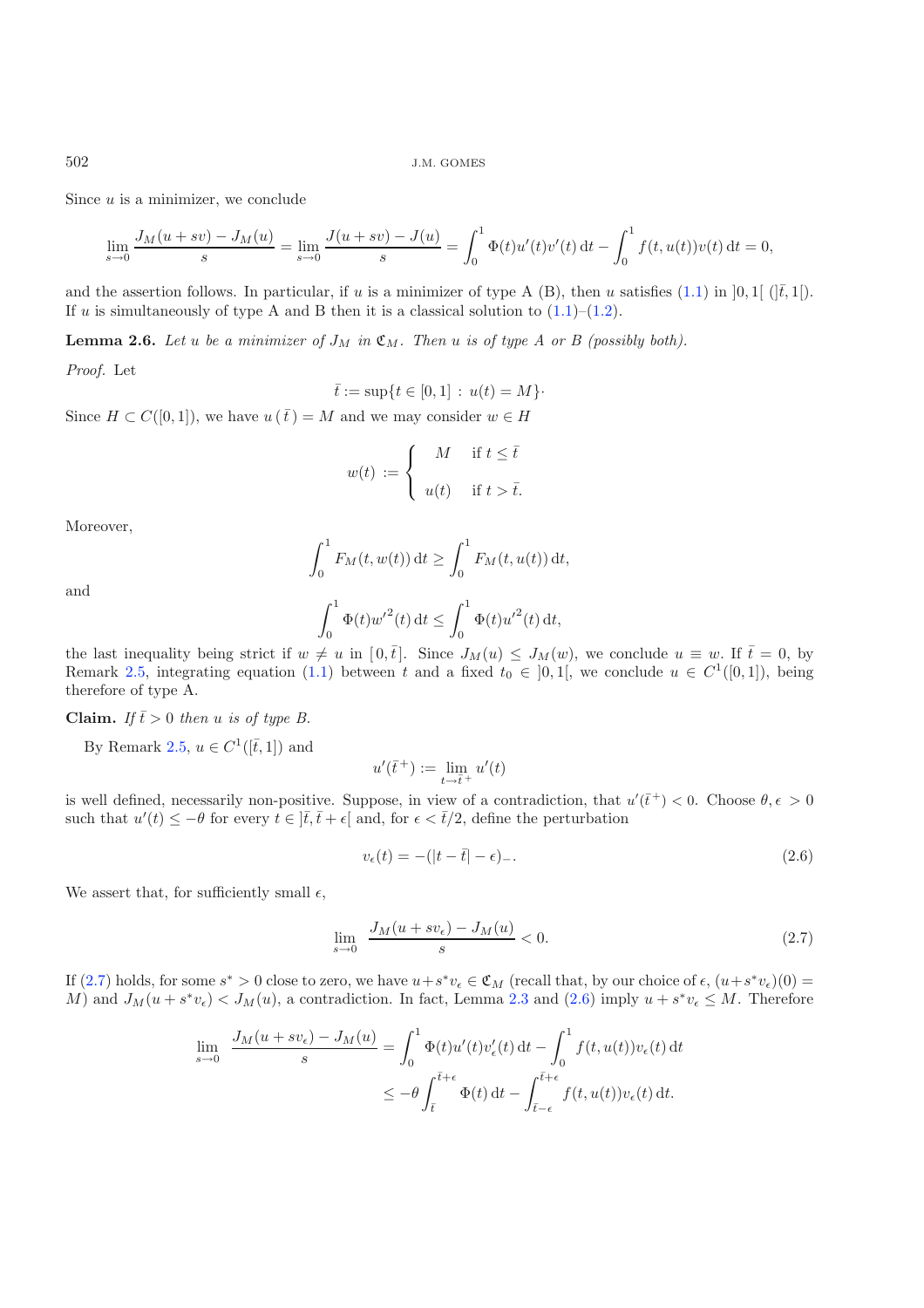Since $u$ is a minimizer, we conclude

$$\lim_{s\to 0} \frac{J_M(u+sv)-J_M(u)}{s} = \lim_{s\to 0} \frac{J(u+sv)-J(u)}{s} = \int_0^1 \Phi(t)u'(t)v'(t)\,\mathrm{d}t - \int_0^1 f(t,u(t))v(t)\,\mathrm{d}t = 0,$$

and the assertion follows. In particular, if $u$ is a minimizer of type A (B), then $u$ satisfies (1.1) in $]0,1[$ ($]\bar{t},1[$). If $u$ is simultaneously of type A and B then it is a classical solution to (1.1)–(1.2).

**Lemma 2.6.** *Let $u$ be a minimizer of $J_M$ in $\mathfrak{C}_M$. Then $u$ is of type A or B (possibly both).*

*Proof.* Let

$$\bar{t} := \sup\{t \in [0,1] \,:\, u(t) = M\}\cdot$$

Since $H \subset C([0,1])$, we have $u(\bar{t}) = M$ and we may consider $w \in H$

$$w(t) := \begin{cases} M & \text{if } t \le \bar{t} \\ u(t) & \text{if } t > \bar{t}. \end{cases}$$

Moreover,

$$\int_0^1 F_M(t,w(t))\,\mathrm{d}t \ge \int_0^1 F_M(t,u(t))\,\mathrm{d}t,$$

and

$$\int_0^1 \Phi(t){w'}^2(t)\,\mathrm{d}t \le \int_0^1 \Phi(t){u'}^2(t)\,\mathrm{d}t,$$

the last inequality being strict if $w \ne u$ in $[0,\bar{t}]$. Since $J_M(u) \le J_M(w)$, we conclude $u \equiv w$. If $\bar{t} = 0$, by Remark 2.5, integrating equation (1.1) between $t$ and a fixed $t_0 \in\, ]0,1[$, we conclude $u \in C^1([0,1])$, being therefore of type A.

**Claim.** *If $\bar{t} > 0$ then $u$ is of type B.*

By Remark 2.5, $u \in C^1([\bar{t},1])$ and

$$u'(\bar{t}^+) := \lim_{t\to\bar{t}^+} u'(t)$$

is well defined, necessarily non-positive. Suppose, in view of a contradiction, that $u'(\bar{t}^+) < 0$. Choose $\theta, \epsilon > 0$ such that $u'(t) \le -\theta$ for every $t \in\, ]\bar{t}, \bar{t}+\epsilon[$ and, for $\epsilon < \bar{t}/2$, define the perturbation

$$v_\epsilon(t) = -(|t-\bar{t}| - \epsilon)_-. \tag{2.6}$$

We assert that, for sufficiently small $\epsilon$,

$$\lim_{s\to 0} \frac{J_M(u+sv_\epsilon)-J_M(u)}{s} < 0. \tag{2.7}$$

If (2.7) holds, for some $s^* > 0$ close to zero, we have $u + s^*v_\epsilon \in \mathfrak{C}_M$ (recall that, by our choice of $\epsilon$, $(u+s^*v_\epsilon)(0) = M$) and $J_M(u+s^*v_\epsilon) < J_M(u)$, a contradiction. In fact, Lemma 2.3 and (2.6) imply $u + s^*v_\epsilon \le M$. Therefore

$$\begin{aligned}
\lim_{s\to 0} \frac{J_M(u+sv_\epsilon)-J_M(u)}{s} &= \int_0^1 \Phi(t)u'(t)v_\epsilon'(t)\,\mathrm{d}t - \int_0^1 f(t,u(t))v_\epsilon(t)\,\mathrm{d}t \\
&\le -\theta\int_{\bar{t}}^{\bar{t}+\epsilon} \Phi(t)\,\mathrm{d}t - \int_{\bar{t}-\epsilon}^{\bar{t}+\epsilon} f(t,u(t))v_\epsilon(t)\,\mathrm{d}t.
\end{aligned}$$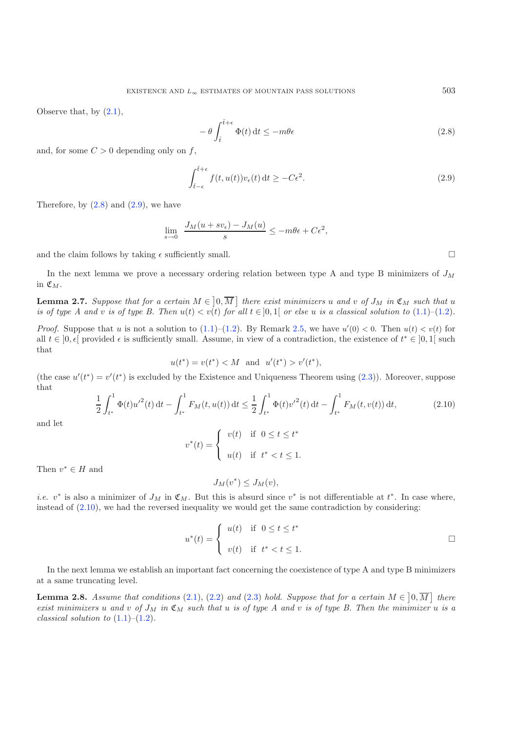Observe that, by (2.1),

$$-\theta \int_{\bar{t}}^{\bar{t}+\epsilon} \Phi(t)\,\mathrm{d}t \le -m\theta\epsilon \tag{2.8}$$

and, for some $C > 0$ depending only on $f$,

$$\int_{\bar{t}-\epsilon}^{\bar{t}+\epsilon} f(t,u(t))v_\epsilon(t)\,\mathrm{d}t \ge -C\epsilon^2. \tag{2.9}$$

Therefore, by (2.8) and (2.9), we have

$$\lim_{s\to 0} \frac{J_M(u+sv_\epsilon)-J_M(u)}{s} \le -m\theta\epsilon + C\epsilon^2,$$

and the claim follows by taking $\epsilon$ sufficiently small. □

In the next lemma we prove a necessary ordering relation between type A and type B minimizers of $J_M$ in $\mathfrak{C}_M$.

**Lemma 2.7.** *Suppose that for a certain $M \in \left]0, \overline{M}\right]$ there exist minimizers $u$ and $v$ of $J_M$ in $\mathfrak{C}_M$ such that $u$ is of type A and $v$ is of type B. Then $u(t) < v(t)$ for all $t \in ]0,1[$ or else $u$ is a classical solution to (1.1)–(1.2).*

*Proof.* Suppose that $u$ is not a solution to (1.1)–(1.2). By Remark 2.5, we have $u'(0) < 0$. Then $u(t) < v(t)$ for all $t \in ]0,\epsilon[$ provided $\epsilon$ is sufficiently small. Assume, in view of a contradiction, the existence of $t^* \in ]0,1[$ such that

$$u(t^*) = v(t^*) < M \quad \text{and} \quad u'(t^*) > v'(t^*),$$

(the case $u'(t^*) = v'(t^*)$ is excluded by the Existence and Uniqueness Theorem using (2.3)). Moreover, suppose that

$$\frac{1}{2}\int_{t^*}^{1} \Phi(t)u'^2(t)\,\mathrm{d}t - \int_{t^*}^{1} F_M(t,u(t))\,\mathrm{d}t \le \frac{1}{2}\int_{t^*}^{1} \Phi(t)v'^2(t)\,\mathrm{d}t - \int_{t^*}^{1} F_M(t,v(t))\,\mathrm{d}t, \tag{2.10}$$

and let

$$v^*(t) = \begin{cases} v(t) & \text{if } \ 0 \le t \le t^* \\ u(t) & \text{if } \ t^* < t \le 1. \end{cases}$$

Then $v^* \in H$ and

$$J_M(v^*) \le J_M(v),$$

*i.e.* $v^*$ is also a minimizer of $J_M$ in $\mathfrak{C}_M$. But this is absurd since $v^*$ is not differentiable at $t^*$. In case where, instead of (2.10), we had the reversed inequality we would get the same contradiction by considering:

$$u^*(t) = \begin{cases} u(t) & \text{if } \ 0 \le t \le t^* \\ v(t) & \text{if } \ t^* < t \le 1. \end{cases}$$

□

In the next lemma we establish an important fact concerning the coexistence of type A and type B minimizers at a same truncating level.

**Lemma 2.8.** *Assume that conditions (2.1), (2.2) and (2.3) hold. Suppose that for a certain $M \in \left]0, \overline{M}\right]$ there exist minimizers $u$ and $v$ of $J_M$ in $\mathfrak{C}_M$ such that $u$ is of type A and $v$ is of type B. Then the minimizer $u$ is a classical solution to (1.1)–(1.2).*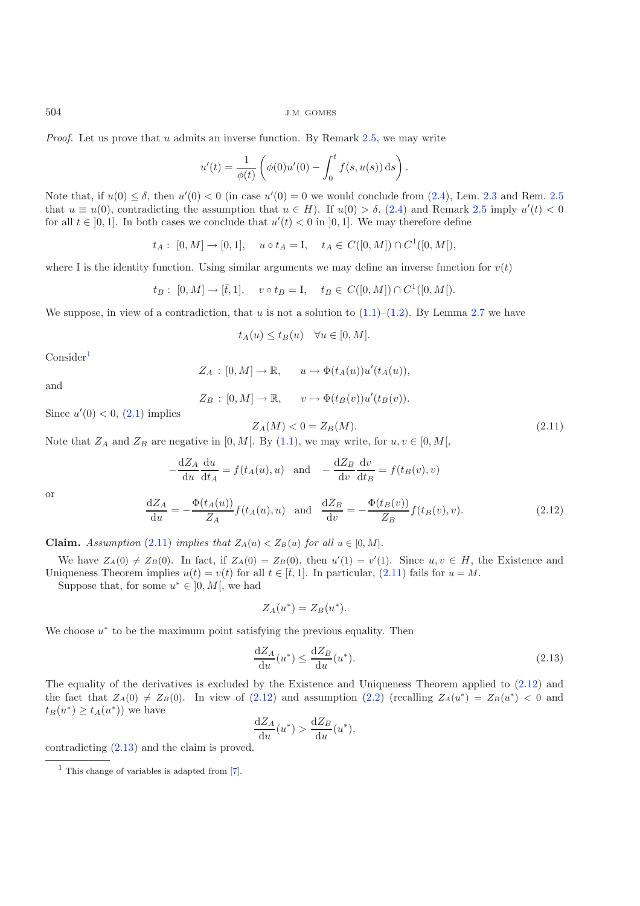*Proof.* Let us prove that $u$ admits an inverse function. By Remark 2.5, we may write

$$u'(t) = \frac{1}{\phi(t)}\left(\phi(0)u'(0) - \int_0^t f(s, u(s))\,\mathrm{d}s\right).$$

Note that, if $u(0) \leq \delta$, then $u'(0) < 0$ (in case $u'(0) = 0$ we would conclude from (2.4), Lem. 2.3 and Rem. 2.5 that $u \equiv u(0)$, contradicting the assumption that $u \in H$). If $u(0) > \delta$, (2.4) and Remark 2.5 imply $u'(t) < 0$ for all $t \in ]0, 1]$. In both cases we conclude that $u'(t) < 0$ in $]0, 1]$. We may therefore define

$$t_A : \ [0, M] \to [0, 1], \quad u \circ t_A = \mathrm{I}, \quad t_A \in C([0, M]) \cap C^1([0, M[),$$

where I is the identity function. Using similar arguments we may define an inverse function for $v(t)$

$$t_B : \ [0, M] \to [\bar{t}, 1], \quad v \circ t_B = \mathrm{I}, \quad t_B \in C([0, M]) \cap C^1([0, M[).$$

We suppose, in view of a contradiction, that $u$ is not a solution to (1.1)–(1.2). By Lemma 2.7 we have

$$t_A(u) \leq t_B(u) \quad \forall u \in [0, M].$$

Consider[1]

$$Z_A \, : \, [0, M] \to \mathbb{R}, \qquad u \mapsto \Phi(t_A(u))u'(t_A(u)),$$

and

$$Z_B \, : \, [0, M] \to \mathbb{R}, \qquad v \mapsto \Phi(t_B(v))u'(t_B(v)).$$

Since $u'(0) < 0$, (2.1) implies

$$Z_A(M) < 0 = Z_B(M). \tag{2.11}$$

Note that $Z_A$ and $Z_B$ are negative in $[0, M[$. By (1.1), we may write, for $u, v \in [0, M[$,

$$-\frac{\mathrm{d}Z_A}{\mathrm{d}u}\frac{\mathrm{d}u}{\mathrm{d}t_A} = f(t_A(u), u) \quad \text{and} \quad -\frac{\mathrm{d}Z_B}{\mathrm{d}v}\frac{\mathrm{d}v}{\mathrm{d}t_B} = f(t_B(v), v)$$

or

$$\frac{\mathrm{d}Z_A}{\mathrm{d}u} = -\frac{\Phi(t_A(u))}{Z_A} f(t_A(u), u) \quad \text{and} \quad \frac{\mathrm{d}Z_B}{\mathrm{d}v} = -\frac{\Phi(t_B(v))}{Z_B} f(t_B(v), v). \tag{2.12}$$

**Claim.** *Assumption* (2.11) *implies that* $Z_A(u) < Z_B(u)$ *for all* $u \in [0, M]$.

We have $Z_A(0) \neq Z_B(0)$. In fact, if $Z_A(0) = Z_B(0)$, then $u'(1) = v'(1)$. Since $u, v \in H$, the Existence and Uniqueness Theorem implies $u(t) = v(t)$ for all $t \in [\bar{t}, 1]$. In particular, (2.11) fails for $u = M$.

Suppose that, for some $u^* \in ]0, M[$, we had

$$Z_A(u^*) = Z_B(u^*).$$

We choose $u^*$ to be the maximum point satisfying the previous equality. Then

$$\frac{\mathrm{d}Z_A}{\mathrm{d}u}(u^*) \leq \frac{\mathrm{d}Z_B}{\mathrm{d}u}(u^*). \tag{2.13}$$

The equality of the derivatives is excluded by the Existence and Uniqueness Theorem applied to (2.12) and the fact that $Z_A(0) \neq Z_B(0)$. In view of (2.12) and assumption (2.2) (recalling $Z_A(u^*) = Z_B(u^*) < 0$ and $t_B(u^*) \geq t_A(u^*)$) we have

$$\frac{\mathrm{d}Z_A}{\mathrm{d}u}(u^*) > \frac{\mathrm{d}Z_B}{\mathrm{d}u}(u^*),$$

contradicting (2.13) and the claim is proved.

[1] This change of variables is adapted from [7].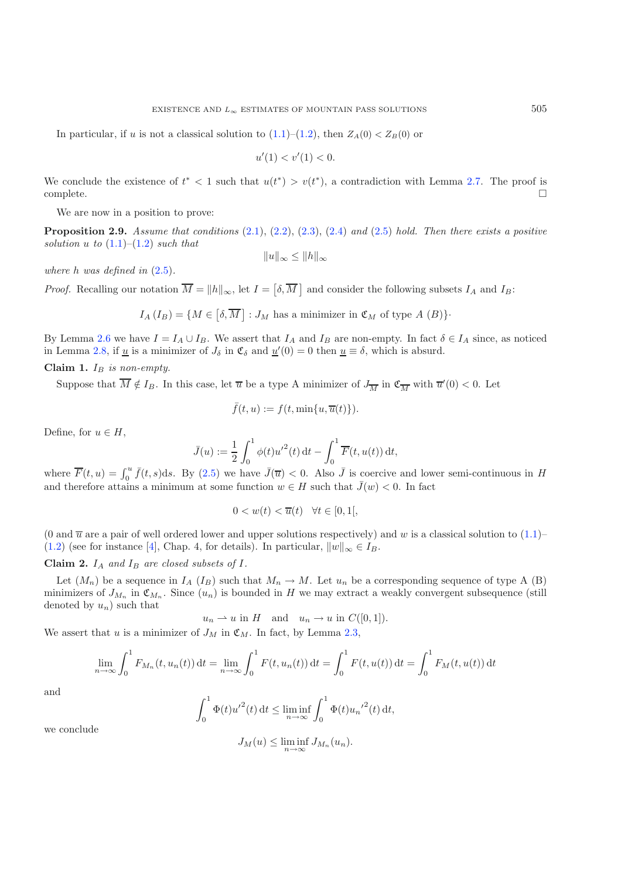In particular, if $u$ is not a classical solution to (1.1)–(1.2), then $Z_A(0) < Z_B(0)$ or

$$u'(1) < v'(1) < 0.$$

We conclude the existence of $t^* < 1$ such that $u(t^*) > v(t^*)$, a contradiction with Lemma 2.7. The proof is complete. □

We are now in a position to prove:

**Proposition 2.9.** *Assume that conditions* (2.1), (2.2), (2.3), (2.4) *and* (2.5) *hold. Then there exists a positive solution $u$ to* (1.1)–(1.2) *such that*

$$\|u\|_\infty \leq \|h\|_\infty$$

*where $h$ was defined in* (2.5).

*Proof.* Recalling our notation $\overline{M} = \|h\|_\infty$, let $I = \left[\delta, \overline{M}\right]$ and consider the following subsets $I_A$ and $I_B$:

$$I_A\,(I_B) = \{M \in \left[\delta, \overline{M}\right] : J_M \text{ has a minimizer in } \mathfrak{C}_M \text{ of type } A\ (B)\}\cdot$$

By Lemma 2.6 we have $I = I_A \cup I_B$. We assert that $I_A$ and $I_B$ are non-empty. In fact $\delta \in I_A$ since, as noticed in Lemma 2.8, if $\underline{u}$ is a minimizer of $J_\delta$ in $\mathfrak{C}_\delta$ and $\underline{u}'(0) = 0$ then $\underline{u} \equiv \delta$, which is absurd.

**Claim 1.** *$I_B$ is non-empty.*

Suppose that $\overline{M} \notin I_B$. In this case, let $\overline{u}$ be a type A minimizer of $J_{\overline{M}}$ in $\mathfrak{C}_{\overline{M}}$ with $\overline{u}'(0) < 0$. Let

$$\bar{f}(t, u) := f(t, \min\{u, \overline{u}(t)\}).$$

Define, for $u \in H$,

$$\bar{J}(u) := \frac{1}{2}\int_0^1 \phi(t) u'^2(t)\,\mathrm{d}t - \int_0^1 \overline{F}(t, u(t))\,\mathrm{d}t,$$

where $\overline{F}(t, u) = \int_0^u \bar{f}(t, s)\mathrm{d}s$. By (2.5) we have $\bar{J}(\overline{u}) < 0$. Also $\bar{J}$ is coercive and lower semi-continuous in $H$ and therefore attains a minimum at some function $w \in H$ such that $\bar{J}(w) < 0$. In fact

$$0 < w(t) < \overline{u}(t) \quad \forall t \in [0, 1[,$$

(0 and $\overline{u}$ are a pair of well ordered lower and upper solutions respectively) and $w$ is a classical solution to (1.1)–(1.2) (see for instance [4], Chap. 4, for details). In particular, $\|w\|_\infty \in I_B$.

**Claim 2.** *$I_A$ and $I_B$ are closed subsets of $I$.*

Let $(M_n)$ be a sequence in $I_A$ ($I_B$) such that $M_n \to M$. Let $u_n$ be a corresponding sequence of type A (B) minimizers of $J_{M_n}$ in $\mathfrak{C}_{M_n}$. Since $(u_n)$ is bounded in $H$ we may extract a weakly convergent subsequence (still denoted by $u_n$) such that

$$u_n \rightharpoonup u \text{ in } H \quad \text{and} \quad u_n \to u \text{ in } C([0, 1]).$$

We assert that $u$ is a minimizer of $J_M$ in $\mathfrak{C}_M$. In fact, by Lemma 2.3,

$$\lim_{n\to\infty}\int_0^1 F_{M_n}(t, u_n(t))\,\mathrm{d}t = \lim_{n\to\infty}\int_0^1 F(t, u_n(t))\,\mathrm{d}t = \int_0^1 F(t, u(t))\,\mathrm{d}t = \int_0^1 F_M(t, u(t))\,\mathrm{d}t$$

and

$$\int_0^1 \Phi(t) u'^2(t)\,\mathrm{d}t \leq \liminf_{n\to\infty}\int_0^1 \Phi(t) {u_n}'^2(t)\,\mathrm{d}t,$$

we conclude

$$J_M(u) \leq \liminf_{n\to\infty} J_{M_n}(u_n).$$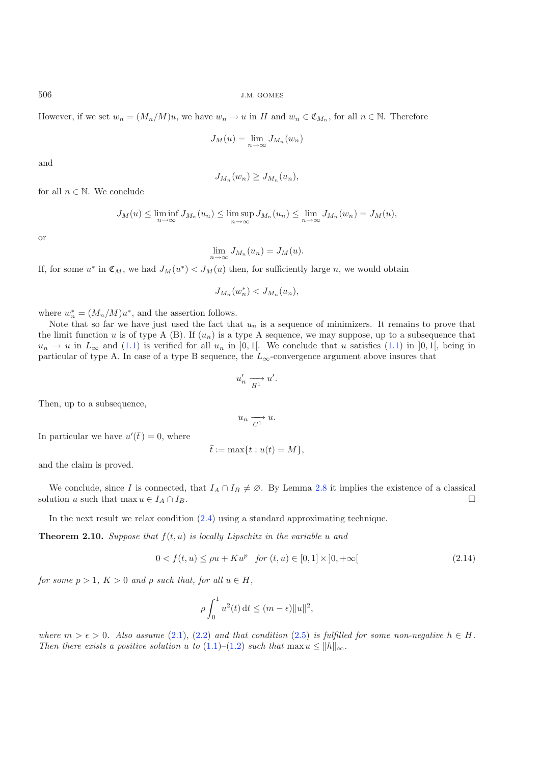However, if we set $w_n = (M_n/M)u$, we have $w_n \to u$ in $H$ and $w_n \in \mathfrak{C}_{M_n}$, for all $n \in \mathbb{N}$. Therefore

$$J_M(u) = \lim_{n\to\infty} J_{M_n}(w_n)$$

and

$$J_{M_n}(w_n) \geq J_{M_n}(u_n),$$

for all $n \in \mathbb{N}$. We conclude

$$J_M(u) \leq \liminf_{n\to\infty} J_{M_n}(u_n) \leq \limsup_{n\to\infty} J_{M_n}(u_n) \leq \lim_{n\to\infty} J_{M_n}(w_n) = J_M(u),$$

or

$$\lim_{n\to\infty} J_{M_n}(u_n) = J_M(u).$$

If, for some $u^*$ in $\mathfrak{C}_M$, we had $J_M(u^*) < J_M(u)$ then, for sufficiently large $n$, we would obtain

$$J_{M_n}(w_n^*) < J_{M_n}(u_n),$$

where $w_n^* = (M_n/M)u^*$, and the assertion follows.

Note that so far we have just used the fact that $u_n$ is a sequence of minimizers. It remains to prove that the limit function $u$ is of type A (B). If $(u_n)$ is a type A sequence, we may suppose, up to a subsequence that $u_n \to u$ in $L_\infty$ and (1.1) is verified for all $u_n$ in $]0,1[$. We conclude that $u$ satisfies (1.1) in $]0,1[$, being in particular of type A. In case of a type B sequence, the $L_\infty$-convergence argument above insures that

$$u_n' \underset{H^1}{\longrightarrow} u'.$$

Then, up to a subsequence,

$$u_n \underset{C^1}{\longrightarrow} u.$$

In particular we have $u'(\bar{t}) = 0$, where

$$\bar{t} := \max\{t : u(t) = M\},$$

and the claim is proved.

We conclude, since $I$ is connected, that $I_A \cap I_B \neq \varnothing$. By Lemma 2.8 it implies the existence of a classical solution $u$ such that $\max u \in I_A \cap I_B$. □

In the next result we relax condition (2.4) using a standard approximating technique.

**Theorem 2.10.** *Suppose that $f(t,u)$ is locally Lipschitz in the variable $u$ and*

$$0 < f(t,u) \leq \rho u + K u^p \quad \text{for } (t,u) \in [0,1] \times ]0,+\infty[ \tag{2.14}$$

*for some $p > 1$, $K > 0$ and $\rho$ such that, for all $u \in H$,*

$$\rho \int_0^1 u^2(t)\,\mathrm{d}t \leq (m - \epsilon)\|u\|^2,$$

*where $m > \epsilon > 0$. Also assume (2.1), (2.2) and that condition (2.5) is fulfilled for some non-negative $h \in H$. Then there exists a positive solution $u$ to (1.1)–(1.2) such that $\max u \leq \|h\|_\infty$.*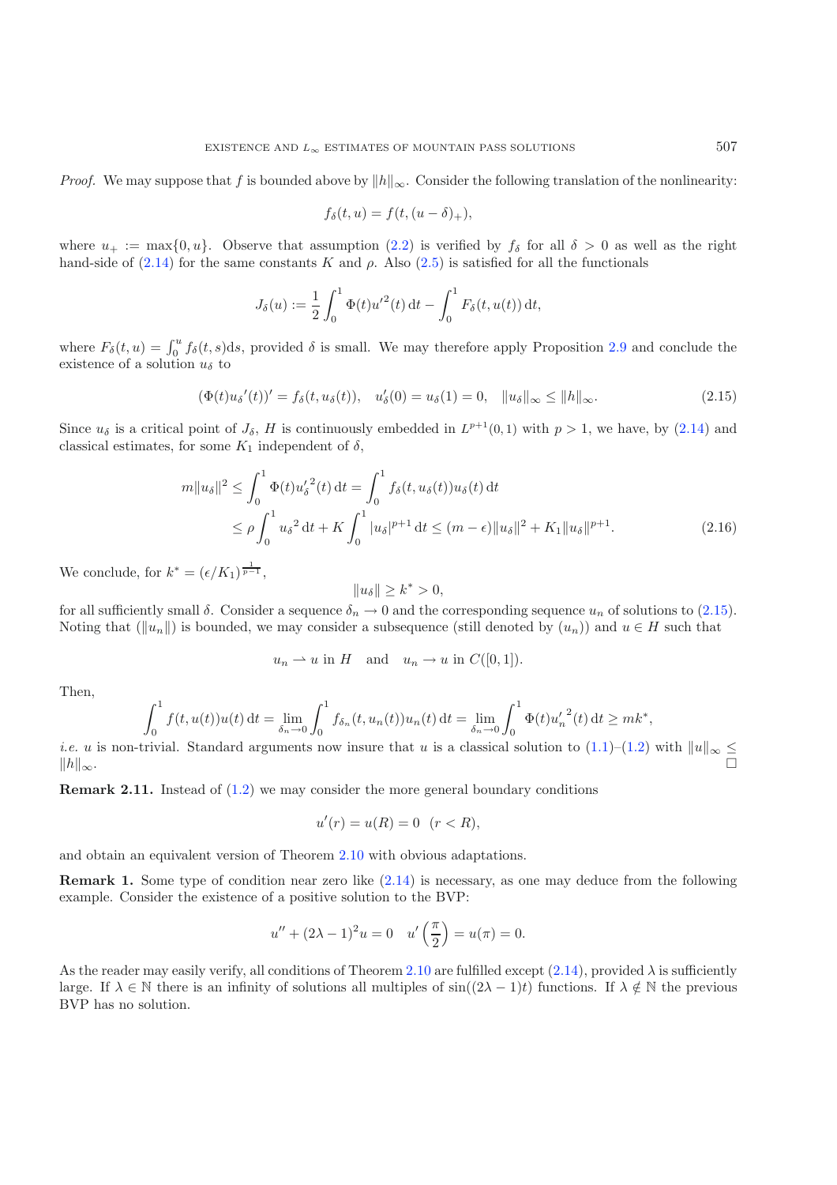*Proof.* We may suppose that $f$ is bounded above by $\|h\|_\infty$. Consider the following translation of the nonlinearity:

$$f_\delta(t,u) = f(t,(u-\delta)_+),$$

where $u_+ := \max\{0,u\}$. Observe that assumption (2.2) is verified by $f_\delta$ for all $\delta > 0$ as well as the right hand-side of (2.14) for the same constants $K$ and $\rho$. Also (2.5) is satisfied for all the functionals

$$J_\delta(u) := \frac{1}{2}\int_0^1 \Phi(t)u'^2(t)\,\mathrm{d}t - \int_0^1 F_\delta(t,u(t))\,\mathrm{d}t,$$

where $F_\delta(t,u) = \int_0^u f_\delta(t,s)\mathrm{d}s$, provided $\delta$ is small. We may therefore apply Proposition 2.9 and conclude the existence of a solution $u_\delta$ to

$$(\Phi(t)u_\delta{}'(t))' = f_\delta(t,u_\delta(t)), \quad u_\delta'(0) = u_\delta(1) = 0, \quad \|u_\delta\|_\infty \le \|h\|_\infty. \tag{2.15}$$

Since $u_\delta$ is a critical point of $J_\delta$, $H$ is continuously embedded in $L^{p+1}(0,1)$ with $p > 1$, we have, by (2.14) and classical estimates, for some $K_1$ independent of $\delta$,

$$\begin{aligned} m\|u_\delta\|^2 &\le \int_0^1 \Phi(t){u_\delta'}^2(t)\,\mathrm{d}t = \int_0^1 f_\delta(t,u_\delta(t))u_\delta(t)\,\mathrm{d}t \\ &\le \rho\int_0^1 {u_\delta}^2\,\mathrm{d}t + K\int_0^1 |u_\delta|^{p+1}\,\mathrm{d}t \le (m-\epsilon)\|u_\delta\|^2 + K_1\|u_\delta\|^{p+1}. \end{aligned} \tag{2.16}$$

We conclude, for $k^* = (\epsilon/K_1)^{\frac{1}{p-1}}$,

$$\|u_\delta\| \ge k^* > 0,$$

for all sufficiently small $\delta$. Consider a sequence $\delta_n \to 0$ and the corresponding sequence $u_n$ of solutions to (2.15). Noting that $(\|u_n\|)$ is bounded, we may consider a subsequence (still denoted by $(u_n)$) and $u \in H$ such that

$$u_n \rightharpoonup u \text{ in } H \quad \text{and} \quad u_n \to u \text{ in } C([0,1]).$$

Then,

$$\int_0^1 f(t,u(t))u(t)\,\mathrm{d}t = \lim_{\delta_n\to 0}\int_0^1 f_{\delta_n}(t,u_n(t))u_n(t)\,\mathrm{d}t = \lim_{\delta_n\to 0}\int_0^1 \Phi(t){u_n'}^2(t)\,\mathrm{d}t \ge mk^*,$$

*i.e.* $u$ is non-trivial. Standard arguments now insure that $u$ is a classical solution to (1.1)–(1.2) with $\|u\|_\infty \le \|h\|_\infty$. □

**Remark 2.11.** Instead of (1.2) we may consider the more general boundary conditions

$$u'(r) = u(R) = 0 \ \ (r < R),$$

and obtain an equivalent version of Theorem 2.10 with obvious adaptations.

**Remark 1.** Some type of condition near zero like (2.14) is necessary, as one may deduce from the following example. Consider the existence of a positive solution to the BVP:

$$u'' + (2\lambda - 1)^2 u = 0 \quad u'\left(\frac{\pi}{2}\right) = u(\pi) = 0.$$

As the reader may easily verify, all conditions of Theorem 2.10 are fulfilled except (2.14), provided $\lambda$ is sufficiently large. If $\lambda \in \mathbb{N}$ there is an infinity of solutions all multiples of $\sin((2\lambda-1)t)$ functions. If $\lambda \notin \mathbb{N}$ the previous BVP has no solution.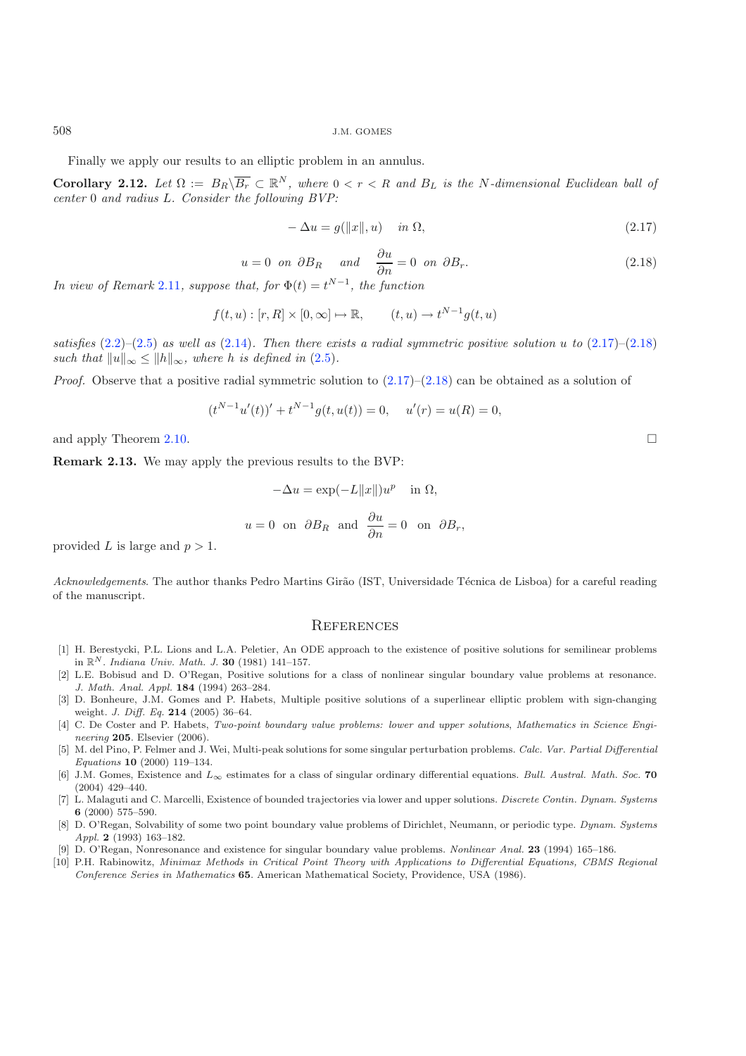Finally we apply our results to an elliptic problem in an annulus.

**Corollary 2.12.** *Let $\Omega := B_R \backslash \overline{B_r} \subset \mathbb{R}^N$, where $0 < r < R$ and $B_L$ is the $N$-dimensional Euclidean ball of center 0 and radius $L$. Consider the following BVP:*

$$-\Delta u = g(\|x\|, u) \quad \text{in } \Omega, \tag{2.17}$$

$$u = 0 \text{ on } \partial B_R \quad \text{and} \quad \frac{\partial u}{\partial n} = 0 \text{ on } \partial B_r. \tag{2.18}$$

*In view of Remark 2.11, suppose that, for $\Phi(t) = t^{N-1}$, the function*

$$f(t,u) : [r,R] \times [0,\infty] \mapsto \mathbb{R}, \qquad (t,u) \to t^{N-1} g(t,u)$$

*satisfies (2.2)–(2.5) as well as (2.14). Then there exists a radial symmetric positive solution $u$ to (2.17)–(2.18) such that $\|u\|_\infty \leq \|h\|_\infty$, where $h$ is defined in (2.5).*

*Proof.* Observe that a positive radial symmetric solution to (2.17)–(2.18) can be obtained as a solution of

$$(t^{N-1}u'(t))' + t^{N-1} g(t, u(t)) = 0, \quad u'(r) = u(R) = 0,$$

and apply Theorem 2.10. □

**Remark 2.13.** We may apply the previous results to the BVP:

$$-\Delta u = \exp(-L\|x\|) u^p \quad \text{in } \Omega,$$

$$u = 0 \text{ on } \partial B_R \text{ and } \frac{\partial u}{\partial n} = 0 \text{ on } \partial B_r,$$

provided $L$ is large and $p > 1$.

*Acknowledgements*. The author thanks Pedro Martins Girão (IST, Universidade Técnica de Lisboa) for a careful reading of the manuscript.

## References

[1] H. Berestycki, P.L. Lions and L.A. Peletier, An ODE approach to the existence of positive solutions for semilinear problems in $\mathbb{R}^N$. *Indiana Univ. Math. J.* **30** (1981) 141–157.

[2] L.E. Bobisud and D. O'Regan, Positive solutions for a class of nonlinear singular boundary value problems at resonance. *J. Math. Anal. Appl.* **184** (1994) 263–284.

[3] D. Bonheure, J.M. Gomes and P. Habets, Multiple positive solutions of a superlinear elliptic problem with sign-changing weight. *J. Diff. Eq.* **214** (2005) 36–64.

[4] C. De Coster and P. Habets, *Two-point boundary value problems: lower and upper solutions*, *Mathematics in Science Engineering* **205**. Elsevier (2006).

[5] M. del Pino, P. Felmer and J. Wei, Multi-peak solutions for some singular perturbation problems. *Calc. Var. Partial Differential Equations* **10** (2000) 119–134.

[6] J.M. Gomes, Existence and $L_\infty$ estimates for a class of singular ordinary differential equations. *Bull. Austral. Math. Soc.* **70** (2004) 429–440.

[7] L. Malaguti and C. Marcelli, Existence of bounded trajectories via lower and upper solutions. *Discrete Contin. Dynam. Systems* **6** (2000) 575–590.

[8] D. O'Regan, Solvability of some two point boundary value problems of Dirichlet, Neumann, or periodic type. *Dynam. Systems Appl.* **2** (1993) 163–182.

[9] D. O'Regan, Nonresonance and existence for singular boundary value problems. *Nonlinear Anal.* **23** (1994) 165–186.

[10] P.H. Rabinowitz, *Minimax Methods in Critical Point Theory with Applications to Differential Equations, CBMS Regional Conference Series in Mathematics* **65**. American Mathematical Society, Providence, USA (1986).